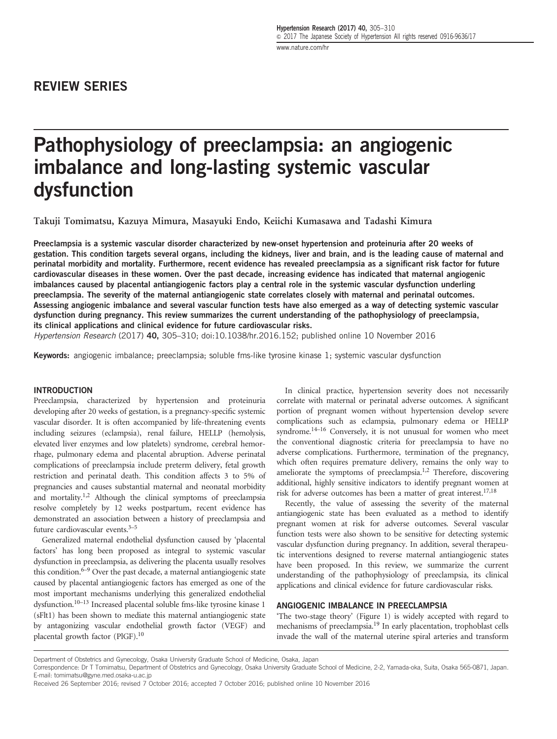## REVIEW SERIES

# Pathophysiology of preeclampsia: an angiogenic imbalance and long-lasting systemic vascular dysfunction

Takuji Tomimatsu, Kazuya Mimura, Masayuki Endo, Keiichi Kumasawa and Tadashi Kimura

**Preeclampsia is a systemic vascular disorder characterized by new-onset hypertension and proteinuria after 20 weeks of gestation. This condition targets several organs, including the kidneys, liver and brain, and is the leading cause of maternal and perinatal morbidity and mortality. Furthermore, recent evidence has revealed preeclampsia as a significant risk factor for future cardiovascular diseases in these women. Over the past decade, increasing evidence has indicated that maternal angiogenic imbalances caused by placental antiangiogenic factors play a central role in the systemic vascular dysfunction underling preeclampsia. The severity of the maternal antiangiogenic state correlates closely with maternal and perinatal outcomes. Assessing angiogenic imbalance and several vascular function tests have also emerged as a way of detecting systemic vascular dysfunction during pregnancy. This review summarizes the current understanding of the pathophysiology of preeclampsia, its clinical applications and clinical evidence for future cardiovascular risks.**

*Hypertension Research* (2017) **40**, 305–310; doi:10.1038/hr.2016.152; published online 10 November 2016

**Keywords:** angiogenic imbalance; preeclampsia; soluble fms-like tyrosine kinase 1; systemic vascular dysfunction

## INTRODUCTION

Preeclampsia, characterized by hypertension and proteinuria developing after 20 weeks of gestation, is a pregnancy-specific systemic vascular disorder. It is often accompanied by life-threatening events including seizures (eclampsia), renal failure, HELLP (hemolysis, elevated liver enzymes and low platelets) syndrome, cerebral hemorrhage, pulmonary edema and placental abruption. Adverse perinatal complications of preeclampsia include preterm delivery, fetal growth restriction and perinatal death. This condition affects 3 to 5% of pregnancies and causes substantial maternal and neonatal morbidity and mortality.[1,2] Although the clinical symptoms of preeclampsia resolve completely by 12 weeks postpartum, recent evidence has demonstrated an association between a history of preeclampsia and future cardiovascular events.[3–5]

Generalized maternal endothelial dysfunction caused by 'placental factors' has long been proposed as integral to systemic vascular dysfunction in preeclampsia, as delivering the placenta usually resolves this condition.[6–9] Over the past decade, a maternal antiangiogenic state caused by placental antiangiogenic factors has emerged as one of the most important mechanisms underlying this generalized endothelial dysfunction.[10–13] Increased placental soluble fms-like tyrosine kinase 1 (sFlt1) has been shown to mediate this maternal antiangiogenic state by antagonizing vascular endothelial growth factor (VEGF) and placental growth factor (PlGF).[10]

In clinical practice, hypertension severity does not necessarily correlate with maternal or perinatal adverse outcomes. A significant portion of pregnant women without hypertension develop severe complications such as eclampsia, pulmonary edema or HELLP syndrome.[14–16] Conversely, it is not unusual for women who meet the conventional diagnostic criteria for preeclampsia to have no adverse complications. Furthermore, termination of the pregnancy, which often requires premature delivery, remains the only way to ameliorate the symptoms of preeclampsia.[1,2] Therefore, discovering additional, highly sensitive indicators to identify pregnant women at risk for adverse outcomes has been a matter of great interest.[17,18]

Recently, the value of assessing the severity of the maternal antiangiogenic state has been evaluated as a method to identify pregnant women at risk for adverse outcomes. Several vascular function tests were also shown to be sensitive for detecting systemic vascular dysfunction during pregnancy. In addition, several therapeutic interventions designed to reverse maternal antiangiogenic states have been proposed. In this review, we summarize the current understanding of the pathophysiology of preeclampsia, its clinical applications and clinical evidence for future cardiovascular risks.

## ANGIOGENIC IMBALANCE IN PREECLAMPSIA

'The two-stage theory' (Figure 1) is widely accepted with regard to mechanisms of preeclampsia.[19] In early placentation, trophoblast cells invade the wall of the maternal uterine spiral arteries and transform

Department of Obstetrics and Gynecology, Osaka University Graduate School of Medicine, Osaka, Japan

Correspondence: Dr T Tomimatsu, Department of Obstetrics and Gynecology, Osaka University Graduate School of Medicine, 2-2, Yamada-oka, Suita, Osaka 565-0871, Japan. E-mail: tomimatsu@gyne.med.osaka-u.ac.jp

Received 26 September 2016; revised 7 October 2016; accepted 7 October 2016; published online 10 November 2016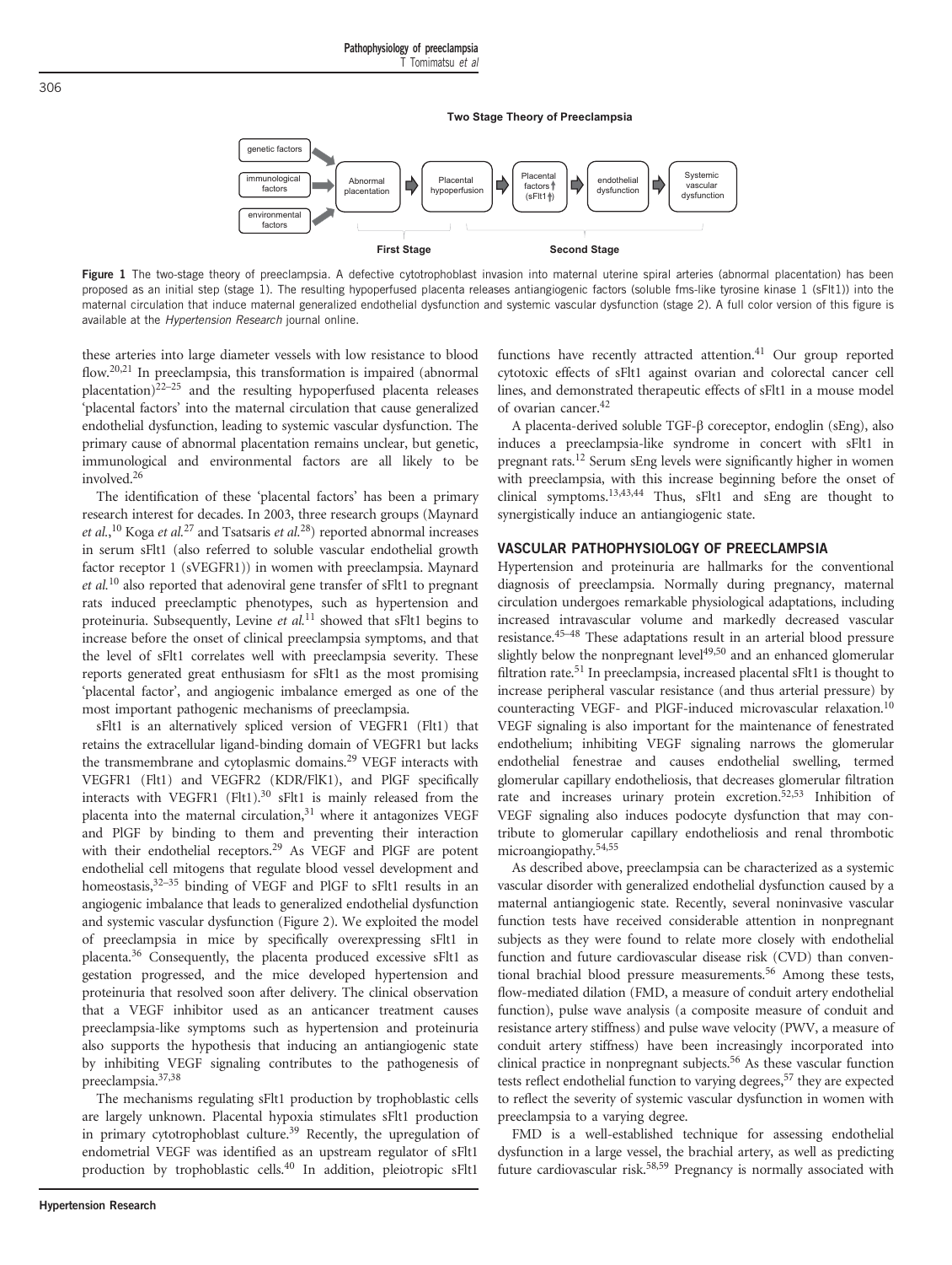**Two Stage Theory of Preeclampsia**

genetic factors → immunological factors → environmental factors → Abnormal placentation → Placental hypoperfusion → Placental factors ↑ (sFlt1↑) → endothelial dysfunction → Systemic vascular dysfunction

First Stage | Second Stage

**Figure 1** The two-stage theory of preeclampsia. A defective cytotrophoblast invasion into maternal uterine spiral arteries (abnormal placentation) has been proposed as an initial step (stage 1). The resulting hypoperfused placenta releases antiangiogenic factors (soluble fms-like tyrosine kinase 1 (sFlt1)) into the maternal circulation that induce maternal generalized endothelial dysfunction and systemic vascular dysfunction (stage 2). A full color version of this figure is available at the *Hypertension Research* journal online.

these arteries into large diameter vessels with low resistance to blood flow.[20,21] In preeclampsia, this transformation is impaired (abnormal placentation)[22–25] and the resulting hypoperfused placenta releases 'placental factors' into the maternal circulation that cause generalized endothelial dysfunction, leading to systemic vascular dysfunction. The primary cause of abnormal placentation remains unclear, but genetic, immunological and environmental factors are all likely to be involved.[26]

The identification of these 'placental factors' has been a primary research interest for decades. In 2003, three research groups (Maynard *et al.*,[10] Koga *et al.*[27] and Tsatsaris *et al.*[28]) reported abnormal increases in serum sFlt1 (also referred to soluble vascular endothelial growth factor receptor 1 (sVEGFR1)) in women with preeclampsia. Maynard *et al.*[10] also reported that adenoviral gene transfer of sFlt1 to pregnant rats induced preeclamptic phenotypes, such as hypertension and proteinuria. Subsequently, Levine *et al.*[11] showed that sFlt1 begins to increase before the onset of clinical preeclampsia symptoms, and that the level of sFlt1 correlates well with preeclampsia severity. These reports generated great enthusiasm for sFlt1 as the most promising 'placental factor', and angiogenic imbalance emerged as one of the most important pathogenic mechanisms of preeclampsia.

sFlt1 is an alternatively spliced version of VEGFR1 (Flt1) that retains the extracellular ligand-binding domain of VEGFR1 but lacks the transmembrane and cytoplasmic domains.[29] VEGF interacts with VEGFR1 (Flt1) and VEGFR2 (KDR/FlK1), and PlGF specifically interacts with VEGFR1 (Flt1).[30] sFlt1 is mainly released from the placenta into the maternal circulation,[31] where it antagonizes VEGF and PlGF by binding to them and preventing their interaction with their endothelial receptors.[29] As VEGF and PlGF are potent endothelial cell mitogens that regulate blood vessel development and homeostasis,[32–35] binding of VEGF and PlGF to sFlt1 results in an angiogenic imbalance that leads to generalized endothelial dysfunction and systemic vascular dysfunction (Figure 2). We exploited the model of preeclampsia in mice by specifically overexpressing sFlt1 in placenta.[36] Consequently, the placenta produced excessive sFlt1 as gestation progressed, and the mice developed hypertension and proteinuria that resolved soon after delivery. The clinical observation that a VEGF inhibitor used as an anticancer treatment causes preeclampsia-like symptoms such as hypertension and proteinuria also supports the hypothesis that inducing an antiangiogenic state by inhibiting VEGF signaling contributes to the pathogenesis of preeclampsia.[37,38]

The mechanisms regulating sFlt1 production by trophoblastic cells are largely unknown. Placental hypoxia stimulates sFlt1 production in primary cytotrophoblast culture.[39] Recently, the upregulation of endometrial VEGF was identified as an upstream regulator of sFlt1 production by trophoblastic cells.[40] In addition, pleiotropic sFlt1 functions have recently attracted attention.[41] Our group reported cytotoxic effects of sFlt1 against ovarian and colorectal cancer cell lines, and demonstrated therapeutic effects of sFlt1 in a mouse model of ovarian cancer.[42]

A placenta-derived soluble TGF-β coreceptor, endoglin (sEng), also induces a preeclampsia-like syndrome in concert with sFlt1 in pregnant rats.[12] Serum sEng levels were significantly higher in women with preeclampsia, with this increase beginning before the onset of clinical symptoms.[13,43,44] Thus, sFlt1 and sEng are thought to synergistically induce an antiangiogenic state.

## VASCULAR PATHOPHYSIOLOGY OF PREECLAMPSIA

Hypertension and proteinuria are hallmarks for the conventional diagnosis of preeclampsia. Normally during pregnancy, maternal circulation undergoes remarkable physiological adaptations, including increased intravascular volume and markedly decreased vascular resistance.[45–48] These adaptations result in an arterial blood pressure slightly below the nonpregnant level[49,50] and an enhanced glomerular filtration rate.[51] In preeclampsia, increased placental sFlt1 is thought to increase peripheral vascular resistance (and thus arterial pressure) by counteracting VEGF- and PlGF-induced microvascular relaxation.[10] VEGF signaling is also important for the maintenance of fenestrated endothelium; inhibiting VEGF signaling narrows the glomerular endothelial fenestrae and causes endothelial swelling, termed glomerular capillary endotheliosis, that decreases glomerular filtration rate and increases urinary protein excretion.[52,53] Inhibition of VEGF signaling also induces podocyte dysfunction that may contribute to glomerular capillary endotheliosis and renal thrombotic microangiopathy.[54,55]

As described above, preeclampsia can be characterized as a systemic vascular disorder with generalized endothelial dysfunction caused by a maternal antiangiogenic state. Recently, several noninvasive vascular function tests have received considerable attention in nonpregnant subjects as they were found to relate more closely with endothelial function and future cardiovascular disease risk (CVD) than conventional brachial blood pressure measurements.[56] Among these tests, flow-mediated dilation (FMD, a measure of conduit artery endothelial function), pulse wave analysis (a composite measure of conduit and resistance artery stiffness) and pulse wave velocity (PWV, a measure of conduit artery stiffness) have been increasingly incorporated into clinical practice in nonpregnant subjects.[56] As these vascular function tests reflect endothelial function to varying degrees,[57] they are expected to reflect the severity of systemic vascular dysfunction in women with preeclampsia to a varying degree.

FMD is a well-established technique for assessing endothelial dysfunction in a large vessel, the brachial artery, as well as predicting future cardiovascular risk.[58,59] Pregnancy is normally associated with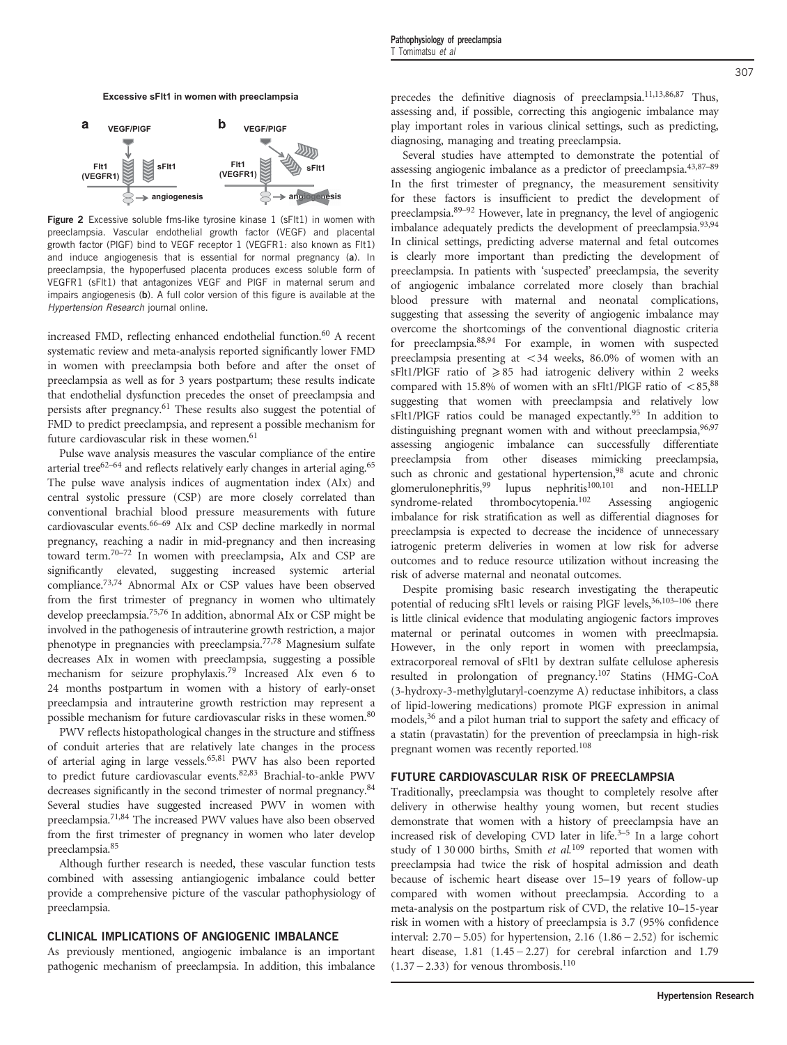**Excessive sFlt1 in women with preeclampsia**

**Figure 2** Excessive soluble fms-like tyrosine kinase 1 (sFlt1) in women with preeclampsia. Vascular endothelial growth factor (VEGF) and placental growth factor (PlGF) bind to VEGF receptor 1 (VEGFR1: also known as Flt1) and induce angiogenesis that is essential for normal pregnancy (**a**). In preeclampsia, the hypoperfused placenta produces excess soluble form of VEGFR1 (sFlt1) that antagonizes VEGF and PlGF in maternal serum and impairs angiogenesis (**b**). A full color version of this figure is available at the *Hypertension Research* journal online.

increased FMD, reflecting enhanced endothelial function.[60] A recent systematic review and meta-analysis reported significantly lower FMD in women with preeclampsia both before and after the onset of preeclampsia as well as for 3 years postpartum; these results indicate that endothelial dysfunction precedes the onset of preeclampsia and persists after pregnancy.[61] These results also suggest the potential of FMD to predict preeclampsia, and represent a possible mechanism for future cardiovascular risk in these women.[61]

Pulse wave analysis measures the vascular compliance of the entire arterial tree[62–64] and reflects relatively early changes in arterial aging.[65] The pulse wave analysis indices of augmentation index (AIx) and central systolic pressure (CSP) are more closely correlated than conventional brachial blood pressure measurements with future cardiovascular events.[66–69] AIx and CSP decline markedly in normal pregnancy, reaching a nadir in mid-pregnancy and then increasing toward term.[70–72] In women with preeclampsia, AIx and CSP are significantly elevated, suggesting increased systemic arterial compliance.[73,74] Abnormal AIx or CSP values have been observed from the first trimester of pregnancy in women who ultimately develop preeclampsia.[75,76] In addition, abnormal AIx or CSP might be involved in the pathogenesis of intrauterine growth restriction, a major phenotype in pregnancies with preeclampsia.[77,78] Magnesium sulfate decreases AIx in women with preeclampsia, suggesting a possible mechanism for seizure prophylaxis.[79] Increased AIx even 6 to 24 months postpartum in women with a history of early-onset preeclampsia and intrauterine growth restriction may represent a possible mechanism for future cardiovascular risks in these women.[80]

PWV reflects histopathological changes in the structure and stiffness of conduit arteries that are relatively late changes in the process of arterial aging in large vessels.[65,81] PWV has also been reported to predict future cardiovascular events.[82,83] Brachial-to-ankle PWV decreases significantly in the second trimester of normal pregnancy.[84] Several studies have suggested increased PWV in women with preeclampsia.[71,84] The increased PWV values have also been observed from the first trimester of pregnancy in women who later develop preeclampsia.[85]

Although further research is needed, these vascular function tests combined with assessing antiangiogenic imbalance could better provide a comprehensive picture of the vascular pathophysiology of preeclampsia.

## CLINICAL IMPLICATIONS OF ANGIOGENIC IMBALANCE

As previously mentioned, angiogenic imbalance is an important pathogenic mechanism of preeclampsia. In addition, this imbalance precedes the definitive diagnosis of preeclampsia.[11,13,86,87] Thus, assessing and, if possible, correcting this angiogenic imbalance may play important roles in various clinical settings, such as predicting, diagnosing, managing and treating preeclampsia.

Several studies have attempted to demonstrate the potential of assessing angiogenic imbalance as a predictor of preeclampsia.[43,87–89] In the first trimester of pregnancy, the measurement sensitivity for these factors is insufficient to predict the development of preeclampsia.[89–92] However, late in pregnancy, the level of angiogenic imbalance adequately predicts the development of preeclampsia.[93,94] In clinical settings, predicting adverse maternal and fetal outcomes is clearly more important than predicting the development of preeclampsia. In patients with 'suspected' preeclampsia, the severity of angiogenic imbalance correlated more closely than brachial blood pressure with maternal and neonatal complications, suggesting that assessing the severity of angiogenic imbalance may overcome the shortcomings of the conventional diagnostic criteria for preeclampsia.[88,94] For example, in women with suspected preeclampsia presenting at $<34$ weeks, 86.0% of women with an sFlt1/PlGF ratio of $\geqslant 85$ had iatrogenic delivery within 2 weeks compared with 15.8% of women with an sFlt1/PlGF ratio of $<85$,[88] suggesting that women with preeclampsia and relatively low sFlt1/PlGF ratios could be managed expectantly.[95] In addition to distinguishing pregnant women with and without preeclampsia,[96,97] assessing angiogenic imbalance can successfully differentiate preeclampsia from other diseases mimicking preeclampsia, such as chronic and gestational hypertension,[98] acute and chronic glomerulonephritis,[99] lupus nephritis[100,101] and non-HELLP syndrome-related thrombocytopenia.[102] Assessing angiogenic imbalance for risk stratification as well as differential diagnoses for preeclampsia is expected to decrease the incidence of unnecessary iatrogenic preterm deliveries in women at low risk for adverse outcomes and to reduce resource utilization without increasing the risk of adverse maternal and neonatal outcomes.

Despite promising basic research investigating the therapeutic potential of reducing sFlt1 levels or raising PlGF levels,[36,103–106] there is little clinical evidence that modulating angiogenic factors improves maternal or perinatal outcomes in women with preeclmapsia. However, in the only report in women with preeclampsia, extracorporeal removal of sFlt1 by dextran sulfate cellulose apheresis resulted in prolongation of pregnancy.[107] Statins (HMG-CoA (3-hydroxy-3-methylglutaryl-coenzyme A) reductase inhibitors, a class of lipid-lowering medications) promote PlGF expression in animal models,[36] and a pilot human trial to support the safety and efficacy of a statin (pravastatin) for the prevention of preeclampsia in high-risk pregnant women was recently reported.[108]

## FUTURE CARDIOVASCULAR RISK OF PREECLAMPSIA

Traditionally, preeclampsia was thought to completely resolve after delivery in otherwise healthy young women, but recent studies demonstrate that women with a history of preeclampsia have an increased risk of developing CVD later in life.[3–5] In a large cohort study of 1 30 000 births, Smith *et al.*[109] reported that women with preeclampsia had twice the risk of hospital admission and death because of ischemic heart disease over 15–19 years of follow-up compared with women without preeclampsia. According to a meta-analysis on the postpartum risk of CVD, the relative 10–15-year risk in women with a history of preeclampsia is 3.7 (95% confidence interval: 2.70 – 5.05) for hypertension, 2.16 (1.86 – 2.52) for ischemic heart disease, 1.81 (1.45 – 2.27) for cerebral infarction and 1.79 (1.37 – 2.33) for venous thrombosis.[110]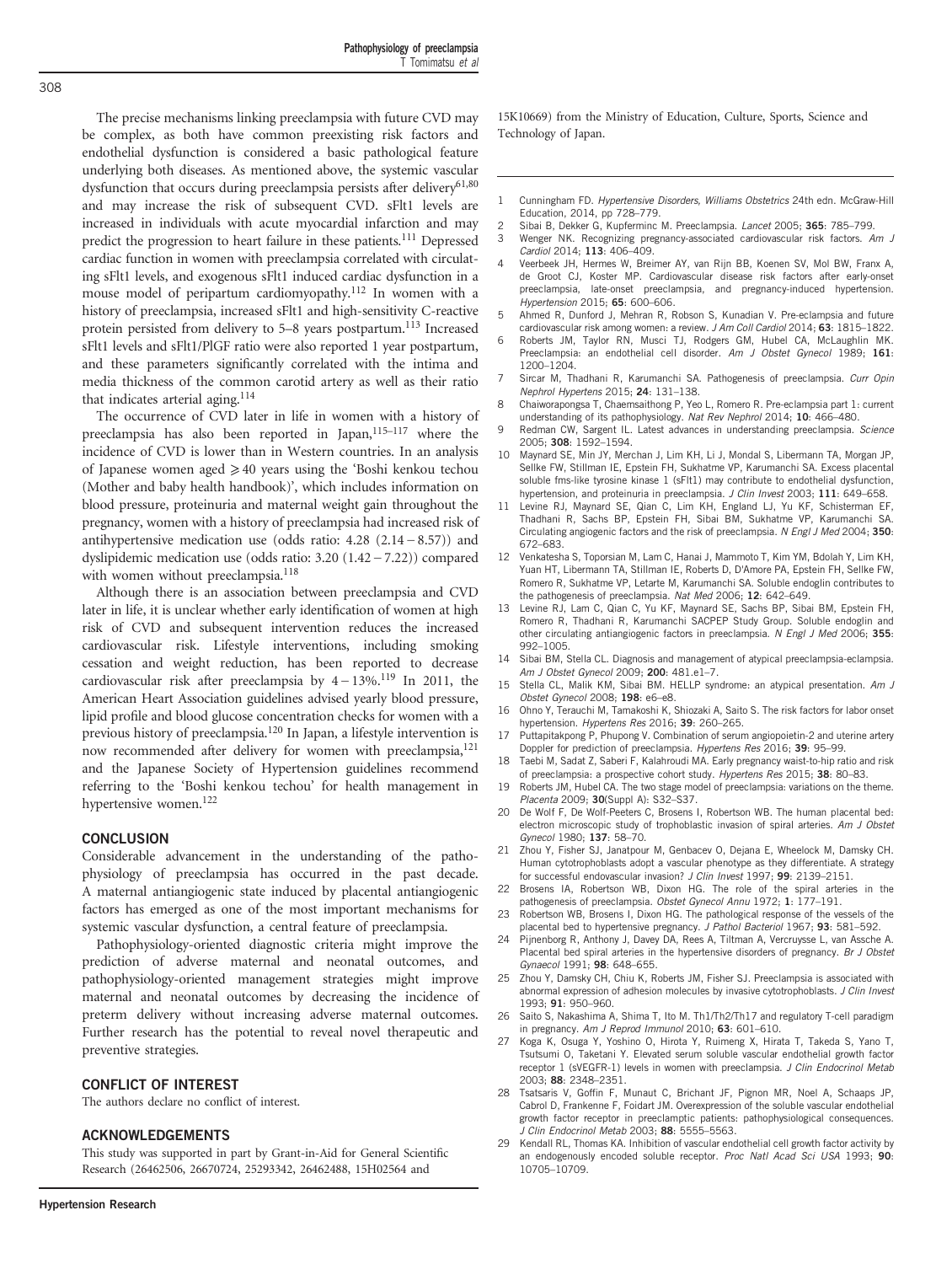The precise mechanisms linking preeclampsia with future CVD may be complex, as both have common preexisting risk factors and endothelial dysfunction is considered a basic pathological feature underlying both diseases. As mentioned above, the systemic vascular dysfunction that occurs during preeclampsia persists after delivery[61,80] and may increase the risk of subsequent CVD. sFlt1 levels are increased in individuals with acute myocardial infarction and may predict the progression to heart failure in these patients.[111] Depressed cardiac function in women with preeclampsia correlated with circulating sFlt1 levels, and exogenous sFlt1 induced cardiac dysfunction in a mouse model of peripartum cardiomyopathy.[112] In women with a history of preeclampsia, increased sFlt1 and high-sensitivity C-reactive protein persisted from delivery to 5–8 years postpartum.[113] Increased sFlt1 levels and sFlt1/PlGF ratio were also reported 1 year postpartum, and these parameters significantly correlated with the intima and media thickness of the common carotid artery as well as their ratio that indicates arterial aging.[114]

The occurrence of CVD later in life in women with a history of preeclampsia has also been reported in Japan,[115–117] where the incidence of CVD is lower than in Western countries. In an analysis of Japanese women aged $\geqslant 40$ years using the 'Boshi kenkou techou (Mother and baby health handbook)', which includes information on blood pressure, proteinuria and maternal weight gain throughout the pregnancy, women with a history of preeclampsia had increased risk of antihypertensive medication use (odds ratio: 4.28 (2.14 − 8.57)) and dyslipidemic medication use (odds ratio: 3.20 (1.42 − 7.22)) compared with women without preeclampsia.[118]

Although there is an association between preeclampsia and CVD later in life, it is unclear whether early identification of women at high risk of CVD and subsequent intervention reduces the increased cardiovascular risk. Lifestyle interventions, including smoking cessation and weight reduction, has been reported to decrease cardiovascular risk after preeclampsia by 4 − 13%.[119] In 2011, the American Heart Association guidelines advised yearly blood pressure, lipid profile and blood glucose concentration checks for women with a previous history of preeclampsia.[120] In Japan, a lifestyle intervention is now recommended after delivery for women with preeclampsia,[121] and the Japanese Society of Hypertension guidelines recommend referring to the 'Boshi kenkou techou' for health management in hypertensive women.[122]

## CONCLUSION

Considerable advancement in the understanding of the pathophysiology of preeclampsia has occurred in the past decade. A maternal antiangiogenic state induced by placental antiangiogenic factors has emerged as one of the most important mechanisms for systemic vascular dysfunction, a central feature of preeclampsia.

Pathophysiology-oriented diagnostic criteria might improve the prediction of adverse maternal and neonatal outcomes, and pathophysiology-oriented management strategies might improve maternal and neonatal outcomes by decreasing the incidence of preterm delivery without increasing adverse maternal outcomes. Further research has the potential to reveal novel therapeutic and preventive strategies.

## CONFLICT OF INTEREST

The authors declare no conflict of interest.

## ACKNOWLEDGEMENTS

This study was supported in part by Grant-in-Aid for General Scientific Research (26462506, 26670724, 25293342, 26462488, 15H02564 and 15K10669) from the Ministry of Education, Culture, Sports, Science and Technology of Japan.

---

1 Cunningham FD. *Hypertensive Disorders, Williams Obstetrics* 24th edn. McGraw-Hill Education, 2014, pp 728–779.
2 Sibai B, Dekker G, Kupferminc M. Preeclampsia. *Lancet* 2005; **365**: 785–799.
3 Wenger NK. Recognizing pregnancy-associated cardiovascular risk factors. *Am J Cardiol* 2014; **113**: 406–409.
4 Veerbeek JH, Hermes W, Breimer AY, van Rijn BB, Koenen SV, Mol BW, Franx A, de Groot CJ, Koster MP. Cardiovascular disease risk factors after early-onset preeclampsia, late-onset preeclampsia, and pregnancy-induced hypertension. *Hypertension* 2015; **65**: 600–606.
5 Ahmed R, Dunford J, Mehran R, Robson S, Kunadian V. Pre-eclampsia and future cardiovascular risk among women: a review. *J Am Coll Cardiol* 2014; **63**: 1815–1822.
6 Roberts JM, Taylor RN, Musci TJ, Rodgers GM, Hubel CA, McLaughlin MK. Preeclampsia: an endothelial cell disorder. *Am J Obstet Gynecol* 1989; **161**: 1200–1204.
7 Sircar M, Thadhani R, Karumanchi SA. Pathogenesis of preeclampsia. *Curr Opin Nephrol Hypertens* 2015; **24**: 131–138.
8 Chaiworapongsa T, Chaemsaithong P, Yeo L, Romero R. Pre-eclampsia part 1: current understanding of its pathophysiology. *Nat Rev Nephrol* 2014; **10**: 466–480.
9 Redman CW, Sargent IL. Latest advances in understanding preeclampsia. *Science* 2005; **308**: 1592–1594.
10 Maynard SE, Min JY, Merchan J, Lim KH, Li J, Mondal S, Libermann TA, Morgan JP, Sellke FW, Stillman IE, Epstein FH, Sukhatme VP, Karumanchi SA. Excess placental soluble fms-like tyrosine kinase 1 (sFlt1) may contribute to endothelial dysfunction, hypertension, and proteinuria in preeclampsia. *J Clin Invest* 2003; **111**: 649–658.
11 Levine RJ, Maynard SE, Qian C, Lim KH, England LJ, Yu KF, Schisterman EF, Thadhani R, Sachs BP, Epstein FH, Sibai BM, Sukhatme VP, Karumanchi SA. Circulating angiogenic factors and the risk of preeclampsia. *N Engl J Med* 2004; **350**: 672–683.
12 Venkatesha S, Toporsian M, Lam C, Hanai J, Mammoto T, Kim YM, Bdolah Y, Lim KH, Yuan HT, Libermann TA, Stillman IE, Roberts D, D'Amore PA, Epstein FH, Sellke FW, Romero R, Sukhatme VP, Letarte M, Karumanchi SA. Soluble endoglin contributes to the pathogenesis of preeclampsia. *Nat Med* 2006; **12**: 642–649.
13 Levine RJ, Lam C, Qian C, Yu KF, Maynard SE, Sachs BP, Sibai BM, Epstein FH, Romero R, Thadhani R, Karumanchi SA; CPEP Study Group. Soluble endoglin and other circulating antiangiogenic factors in preeclampsia. *N Engl J Med* 2006; **355**: 992–1005.
14 Sibai BM, Stella CL. Diagnosis and management of atypical preeclampsia-eclampsia. *Am J Obstet Gynecol* 2009; **200**: 481.e1–7.
15 Stella CL, Malik KM, Sibai BM. HELLP syndrome: an atypical presentation. *Am J Obstet Gynecol* 2008; **198**: e6–e8.
16 Ohno Y, Terauchi M, Tamakoshi K, Shiozaki A, Saito S. The risk factors for labor onset hypertension. *Hypertens Res* 2016; **39**: 260–265.
17 Puttapitakpong P, Phupong V. Combination of serum angiopoietin-2 and uterine artery Doppler for prediction of preeclampsia. *Hypertens Res* 2016; **39**: 95–99.
18 Taebi M, Sadat Z, Saberi F, Kalahroudi MA. Early pregnancy waist-to-hip ratio and risk of preeclampsia: a prospective cohort study. *Hypertens Res* 2015; **38**: 80–83.
19 Roberts JM, Hubel CA. The two stage model of preeclampsia: variations on the theme. *Placenta* 2009; **30**(Suppl A): S32–S37.
20 De Wolf F, De Wolf-Peeters C, Brosens I, Robertson WB. The human placental bed: electron microscopic study of trophoblastic invasion of spiral arteries. *Am J Obstet Gynecol* 1980; **137**: 58–70.
21 Zhou Y, Fisher SJ, Janatpour M, Genbacev O, Dejana E, Wheelock M, Damsky CH. Human cytotrophoblasts adopt a vascular phenotype as they differentiate. A strategy for successful endovascular invasion? *J Clin Invest* 1997; **99**: 2139–2151.
22 Brosens IA, Robertson WB, Dixon HG. The role of the spiral arteries in the pathogenesis of preeclampsia. *Obstet Gynecol Annu* 1972; **1**: 177–191.
23 Robertson WB, Brosens I, Dixon HG. The pathological response of the vessels of the placental bed to hypertensive pregnancy. *J Pathol Bacteriol* 1967; **93**: 581–592.
24 Pijnenborg R, Anthony J, Davey DA, Rees A, Tiltman A, Vercruysse L, van Assche A. Placental bed spiral arteries in the hypertensive disorders of pregnancy. *Br J Obstet Gynaecol* 1991; **98**: 648–655.
25 Zhou Y, Damsky CH, Chiu K, Roberts JM, Fisher SJ. Preeclampsia is associated with abnormal expression of adhesion molecules by invasive cytotrophoblasts. *J Clin Invest* 1993; **91**: 950–960.
26 Saito S, Nakashima A, Shima T, Ito M. Th1/Th2/Th17 and regulatory T-cell paradigm in pregnancy. *Am J Reprod Immunol* 2010; **63**: 601–610.
27 Koga K, Osuga Y, Yoshino O, Hirota Y, Ruimeng X, Hirata T, Takeda S, Yano T, Tsutsumi O, Taketani Y. Elevated serum soluble vascular endothelial growth factor receptor 1 (sVEGFR-1) levels in women with preeclampsia. *J Clin Endocrinol Metab* 2003; **88**: 2348–2351.
28 Tsatsaris V, Goffin F, Munaut C, Brichant JF, Pignon MR, Noel A, Schaaps JP, Cabrol D, Frankenne F, Foidart JM. Overexpression of the soluble vascular endothelial growth factor receptor in preeclamptic patients: pathophysiological consequences. *J Clin Endocrinol Metab* 2003; **88**: 5555–5563.
29 Kendall RL, Thomas KA. Inhibition of vascular endothelial cell growth factor activity by an endogenously encoded soluble receptor. *Proc Natl Acad Sci USA* 1993; **90**: 10705–10709.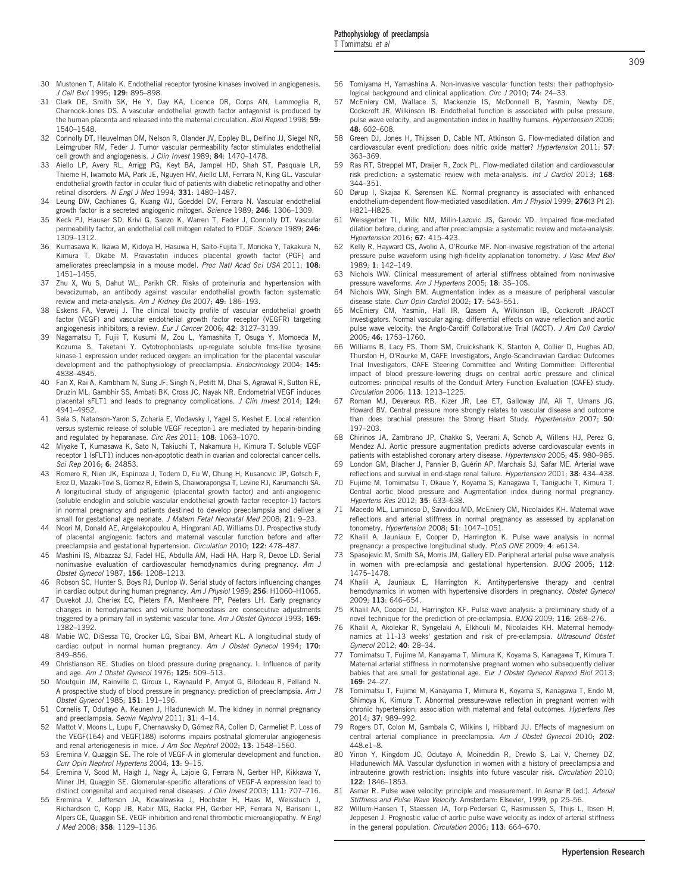30 Mustonen T, Alitalo K. Endothelial receptor tyrosine kinases involved in angiogenesis. *J Cell Biol* 1995; **129**: 895–898.

31 Clark DE, Smith SK, He Y, Day KA, Licence DR, Corps AN, Lammoglia R, Charnock-Jones DS. A vascular endothelial growth factor antagonist is produced by the human placenta and released into the maternal circulation. *Biol Reprod* 1998; **59**: 1540–1548.

32 Connolly DT, Heuvelman DM, Nelson R, Olander JV, Eppley BL, Delfino JJ, Siegel NR, Leimgruber RM, Feder J. Tumor vascular permeability factor stimulates endothelial cell growth and angiogenesis. *J Clin Invest* 1989; **84**: 1470–1478.

33 Aiello LP, Avery RL, Arrigg PG, Keyt BA, Jampel HD, Shah ST, Pasquale LR, Thieme H, Iwamoto MA, Park JE, Nguyen HV, Aiello LM, Ferrara N, King GL. Vascular endothelial growth factor in ocular fluid of patients with diabetic retinopathy and other retinal disorders. *N Engl J Med* 1994; **331**: 1480–1487.

34 Leung DW, Cachianes G, Kuang WJ, Goeddel DV, Ferrara N. Vascular endothelial growth factor is a secreted angiogenic mitogen. *Science* 1989; **246**: 1306–1309.

35 Keck PJ, Hauser SD, Krivi G, Sanzo K, Warren T, Feder J, Connolly DT. Vascular permeability factor, an endothelial cell mitogen related to PDGF. *Science* 1989; **246**: 1309–1312.

36 Kumasawa K, Ikawa M, Kidoya H, Hasuwa H, Saito-Fujita T, Morioka Y, Takakura N, Kimura T, Okabe M. Pravastatin induces placental growth factor (PGF) and ameliorates preeclampsia in a mouse model. *Proc Natl Acad Sci USA* 2011; **108**: 1451–1455.

37 Zhu X, Wu S, Dahut WL, Parikh CR. Risks of proteinuria and hypertension with bevacizumab, an antibody against vascular endothelial growth factor: systematic review and meta-analysis. *Am J Kidney Dis* 2007; **49**: 186–193.

38 Eskens FA, Verweij J. The clinical toxicity profile of vascular endothelial growth factor (VEGF) and vascular endothelial growth factor receptor (VEGFR) targeting angiogenesis inhibitors; a review. *Eur J Cancer* 2006; **42**: 3127–3139.

39 Nagamatsu T, Fujii T, Kusumi M, Zou L, Yamashita T, Osuga Y, Momoeda M, Kozuma S, Taketani Y. Cytotrophoblasts up-regulate soluble fms-like tyrosine kinase-1 expression under reduced oxygen: an implication for the placental vascular development and the pathophysiology of preeclampsia. *Endocrinology* 2004; **145**: 4838–4845.

40 Fan X, Rai A, Kambham N, Sung JF, Singh N, Petitt M, Dhal S, Agrawal R, Sutton RE, Druzin ML, Gambhir SS, Ambati BK, Cross JC, Nayak NR. Endometrial VEGF induces placental sFLT1 and leads to pregnancy complications. *J Clin Invest* 2014; **124**: 4941–4952.

41 Sela S, Natanson-Yaron S, Zcharia E, Vlodavsky I, Yagel S, Keshet E. Local retention versus systemic release of soluble VEGF receptor-1 are mediated by heparin-binding and regulated by heparanase. *Circ Res* 2011; **108**: 1063–1070.

42 Miyake T, Kumasawa K, Sato N, Takiuchi T, Nakamura H, Kimura T. Soluble VEGF receptor 1 (sFLT1) induces non-apoptotic death in ovarian and colorectal cancer cells. *Sci Rep* 2016; **6**: 24853.

43 Romero R, Nien JK, Espinoza J, Todem D, Fu W, Chung H, Kusanovic JP, Gotsch F, Erez O, Mazaki-Tovi S, Gomez R, Edwin S, Chaiworapongsa T, Levine RJ, Karumanchi SA. A longitudinal study of angiogenic (placental growth factor) and anti-angiogenic (soluble endoglin and soluble vascular endothelial growth factor receptor-1) factors in normal pregnancy and patients destined to develop preeclampsia and deliver a small for gestational age neonate. *J Matern Fetal Neonatal Med* 2008; **21**: 9–23.

44 Noori M, Donald AE, Angelakopoulou A, Hingorani AD, Williams DJ. Prospective study of placental angiogenic factors and maternal vascular function before and after preeclampsia and gestational hypertension. *Circulation* 2010; **122**: 478–487.

45 Mashini IS, Albazzaz SJ, Fadel HE, Abdulla AM, Hadi HA, Harp R, Devoe LD. Serial noninvasive evaluation of cardiovascular hemodynamics during pregnancy. *Am J Obstet Gynecol* 1987; **156**: 1208–1213.

46 Robson SC, Hunter S, Boys RJ, Dunlop W. Serial study of factors influencing changes in cardiac output during human pregnancy. *Am J Physiol* 1989; **256**: H1060–H1065.

47 Duvekot JJ, Cheriex EC, Pieters FA, Menheere PP, Peeters LH. Early pregnancy changes in hemodynamics and volume homeostasis are consecutive adjustments triggered by a primary fall in systemic vascular tone. *Am J Obstet Gynecol* 1993; **169**: 1382–1392.

48 Mabie WC, DiSessa TG, Crocker LG, Sibai BM, Arheart KL. A longitudinal study of cardiac output in normal human pregnancy. *Am J Obstet Gynecol* 1994; **170**: 849–856.

49 Christianson RE. Studies on blood pressure during pregnancy. I. Influence of parity and age. *Am J Obstet Gynecol* 1976; **125**: 509–513.

50 Moutquin JM, Rainville C, Giroux L, Raynauld P, Amyot G, Bilodeau R, Pelland N. A prospective study of blood pressure in pregnancy: prediction of preeclampsia. *Am J Obstet Gynecol* 1985; **151**: 191–196.

51 Cornelis T, Odutayo A, Keunen J, Hladunewich M. The kidney in normal pregnancy and preeclampsia. *Semin Nephrol* 2011; **31**: 4–14.

52 Mattot V, Moons L, Lupu F, Chernavvsky D, Gómez RA, Collen D, Carmeliet P. Loss of the VEGF(164) and VEGF(188) isoforms impairs postnatal glomerular angiogenesis and renal arteriogenesis in mice. *J Am Soc Nephrol* 2002; **13**: 1548–1560.

53 Eremina V, Quaggin SE. The role of VEGF-A in glomerular development and function. *Curr Opin Nephrol Hypertens* 2004; **13**: 9–15.

54 Eremina V, Sood M, Haigh J, Nagy A, Lajoie G, Ferrara N, Gerber HP, Kikkawa Y, Miner JH, Quaggin SE. Glomerular-specific alterations of VEGF-A expression lead to distinct congenital and acquired renal diseases. *J Clin Invest* 2003; **111**: 707–716.

55 Eremina V, Jefferson JA, Kowalewska J, Hochster H, Haas M, Weisstuch J, Richardson C, Kopp JB, Kabir MG, Backx PH, Gerber HP, Ferrara N, Barisoni L, Alpers CE, Quaggin SE. VEGF inhibition and renal thrombotic microangiopathy. *N Engl J Med* 2008; **358**: 1129–1136.

56 Tomiyama H, Yamashina A. Non-invasive vascular function tests: their pathophysiological background and clinical application. *Circ J* 2010; **74**: 24–33.

57 McEniery CM, Wallace S, Mackenzie IS, McDonnell B, Yasmin, Newby DE, Cockcroft JR, Wilkinson IB. Endothelial function is associated with pulse pressure, pulse wave velocity, and augmentation index in healthy humans. *Hypertension* 2006; **48**: 602–608.

58 Green DJ, Jones H, Thijssen D, Cable NT, Atkinson G. Flow-mediated dilation and cardiovascular event prediction: does nitric oxide matter? *Hypertension* 2011; **57**: 363–369.

59 Ras RT, Streppel MT, Draijer R, Zock PL. Flow-mediated dilation and cardiovascular risk prediction: a systematic review with meta-analysis. *Int J Cardiol* 2013; **168**: 344–351.

60 Dørup I, Skajaa K, Sørensen KE. Normal pregnancy is associated with enhanced endothelium-dependent flow-mediated vasodilation. *Am J Physiol* 1999; **276**(3 Pt 2): H821–H825.

61 Weissgerber TL, Milic NM, Milin-Lazovic JS, Garovic VD. Impaired flow-mediated dilation before, during, and after preeclampsia: a systematic review and meta-analysis. *Hypertension* 2016; **67**: 415–423.

62 Kelly R, Hayward CS, Avolio A, O'Rourke MF. Non-invasive registration of the arterial pressure pulse waveform using high-fidelity applanation tonometry. *J Vasc Med Biol* 1989; **1**: 142–149.

63 Nichols WW. Clinical measurement of arterial stiffness obtained from noninvasive pressure waveforms. *Am J Hypertens* 2005; **18**: 3S–10S.

64 Nichols WW, Singh BM. Augmentation index as a measure of peripheral vascular disease state. *Curr Opin Cardiol* 2002; **17**: 543–551.

65 McEniery CM, Yasmin, Hall IR, Qasem A, Wilkinson IB, Cockcroft JRACCT Investigators. Normal vascular aging: differential effects on wave reflection and aortic pulse wave velocity: the Anglo-Cardiff Collaborative Trial (ACCT). *J Am Coll Cardiol* 2005; **46**: 1753–1760.

66 Williams B, Lacy PS, Thom SM, Cruickshank K, Stanton A, Collier D, Hughes AD, Thurston H, O'Rourke M, CAFE Investigators, Anglo-Scandinavian Cardiac Outcomes Trial Investigators, CAFE Steering Committee and Writing Committee. Differential impact of blood pressure-lowering drugs on central aortic pressure and clinical outcomes: principal results of the Conduit Artery Function Evaluation (CAFE) study. *Circulation* 2006; **113**: 1213–1225.

67 Roman MJ, Devereux RB, Kizer JR, Lee ET, Galloway JM, Ali T, Umans JG, Howard BV. Central pressure more strongly relates to vascular disease and outcome than does brachial pressure: the Strong Heart Study. *Hypertension* 2007; **50**: 197–203.

68 Chirinos JA, Zambrano JP, Chakko S, Veerani A, Schob A, Willens HJ, Perez G, Mendez AJ. Aortic pressure augmentation predicts adverse cardiovascular events in patients with established coronary artery disease. *Hypertension* 2005; **45**: 980–985.

69 London GM, Blacher J, Pannier B, Guérin AP, Marchais SJ, Safar ME. Arterial wave reflections and survival in end-stage renal failure. *Hypertension* 2001; **38**: 434–438.

70 Fujime M, Tomimatsu T, Okaue Y, Koyama S, Kanagawa T, Taniguchi T, Kimura T. Central aortic blood pressure and Augmentation index during normal pregnancy. *Hypertens Res* 2012; **35**: 633–638.

71 Macedo ML, Luminoso D, Savvidou MD, McEniery CM, Nicolaides KH. Maternal wave reflections and arterial stiffness in normal pregnancy as assessed by applanation tonometry. *Hypertension* 2008; **51**: 1047–1051.

72 Khalil A, Jauniaux E, Cooper D, Harrington K. Pulse wave analysis in normal pregnancy: a prospective longitudinal study. *PLoS ONE* 2009; **4**: e6134.

73 Spasojevic M, Smith SA, Morris JM, Gallery ED. Peripheral arterial pulse wave analysis in women with pre-eclampsia and gestational hypertension. *BJOG* 2005; **112**: 1475–1478.

74 Khalil A, Jauniaux E, Harrington K. Antihypertensive therapy and central hemodynamics in women with hypertensive disorders in pregnancy. *Obstet Gynecol* 2009; **113**: 646–654.

75 Khalil AA, Cooper DJ, Harrington KF. Pulse wave analysis: a preliminary study of a novel technique for the prediction of pre-eclampsia. *BJOG* 2009; **116**: 268–276.

76 Khalil A, Akolekar R, Syngelaki A, Elkhouli M, Nicolaides KH. Maternal hemodynamics at 11-13 weeks' gestation and risk of pre-eclampsia. *Ultrasound Obstet Gynecol* 2012; **40**: 28–34.

77 Tomimatsu T, Fujime M, Kanayama T, Mimura K, Koyama S, Kanagawa T, Kimura T. Maternal arterial stiffness in normotensive pregnant women who subsequently deliver babies that are small for gestational age. *Eur J Obstet Gynecol Reprod Biol* 2013; **169**: 24–27.

78 Tomimatsu T, Fujime M, Kanayama T, Mimura K, Koyama S, Kanagawa T, Endo M, Shimoya K, Kimura T. Abnormal pressure-wave reflection in pregnant women with chronic hypertension: association with maternal and fetal outcomes. *Hypertens Res* 2014; **37**: 989–992.

79 Rogers DT, Colon M, Gambala C, Wilkins I, Hibbard JU. Effects of magnesium on central arterial compliance in preeclampsia. *Am J Obstet Gynecol* 2010; **202**: 448.e1–8.

80 Yinon Y, Kingdom JC, Odutayo A, Moineddin R, Drewlo S, Lai V, Cherney DZ, Hladunewich MA. Vascular dysfunction in women with a history of preeclampsia and intrauterine growth restriction: insights into future vascular risk. *Circulation* 2010; **122**: 1846–1853.

81 Asmar R. Pulse wave velocity: principle and measurement. In Asmar R (ed.). *Arterial Stiffness and Pulse Wave Velocity*. Amsterdam: Elsevier, 1999, pp 25–56.

82 Willum-Hansen T, Staessen JA, Torp-Pedersen C, Rasmussen S, Thijs L, Ibsen H, Jeppesen J. Prognostic value of aortic pulse wave velocity as index of arterial stiffness in the general population. *Circulation* 2006; **113**: 664–670.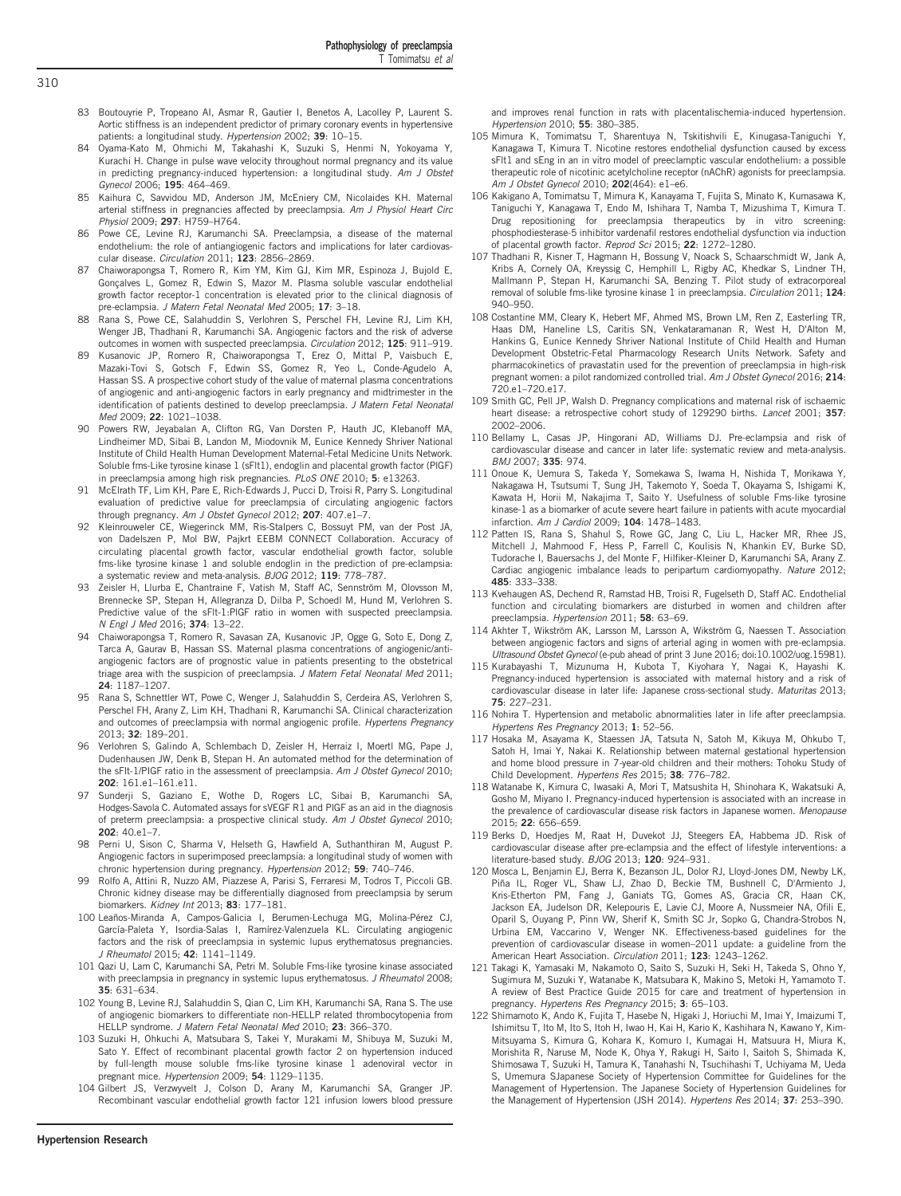83 Boutouyrie P, Tropeano AI, Asmar R, Gautier I, Benetos A, Lacolley P, Laurent S. Aortic stiffness is an independent predictor of primary coronary events in hypertensive patients: a longitudinal study. *Hypertension* 2002; **39**: 10–15.

84 Oyama-Kato M, Ohmichi M, Takahashi K, Suzuki S, Henmi N, Yokoyama Y, Kurachi H. Change in pulse wave velocity throughout normal pregnancy and its value in predicting pregnancy-induced hypertension: a longitudinal study. *Am J Obstet Gynecol* 2006; **195**: 464–469.

85 Kaihura C, Savvidou MD, Anderson JM, McEniery CM, Nicolaides KH. Maternal arterial stiffness in pregnancies affected by preeclampsia. *Am J Physiol Heart Circ Physiol* 2009; **297**: H759–H764.

86 Powe CE, Levine RJ, Karumanchi SA. Preeclampsia, a disease of the maternal endothelium: the role of antiangiogenic factors and implications for later cardiovascular disease. *Circulation* 2011; **123**: 2856–2869.

87 Chaiworapongsa T, Romero R, Kim YM, Kim GJ, Kim MR, Espinoza J, Bujold E, Gonçalves L, Gomez R, Edwin S, Mazor M. Plasma soluble vascular endothelial growth factor receptor-1 concentration is elevated prior to the clinical diagnosis of pre-eclampsia. *J Matern Fetal Neonatal Med* 2005; **17**: 3–18.

88 Rana S, Powe CE, Salahuddin S, Verlohren S, Perschel FH, Levine RJ, Lim KH, Wenger JB, Thadhani R, Karumanchi SA. Angiogenic factors and the risk of adverse outcomes in women with suspected preeclampsia. *Circulation* 2012; **125**: 911–919.

89 Kusanovic JP, Romero R, Chaiworapongsa T, Erez O, Mittal P, Vaisbuch E, Mazaki-Tovi S, Gotsch F, Edwin SS, Gomez R, Yeo L, Conde-Agudelo A, Hassan SS. A prospective cohort study of the value of maternal plasma concentrations of angiogenic and anti-angiogenic factors in early pregnancy and midtrimester in the identification of patients destined to develop preeclampsia. *J Matern Fetal Neonatal Med* 2009; **22**: 1021–1038.

90 Powers RW, Jeyabalan A, Clifton RG, Van Dorsten P, Hauth JC, Klebanoff MA, Lindheimer MD, Sibai B, Landon M, Miodovnik M, Eunice Kennedy Shriver National Institute of Child Health Human Development Maternal-Fetal Medicine Units Network. Soluble fms-Like tyrosine kinase 1 (sFlt1), endoglin and placental growth factor (PlGF) in preeclampsia among high risk pregnancies. *PLoS ONE* 2010; **5**: e13263.

91 McElrath TF, Lim KH, Pare E, Rich-Edwards J, Pucci D, Troisi R, Parry S. Longitudinal evaluation of predictive value for preeclampsia of circulating angiogenic factors through pregnancy. *Am J Obstet Gynecol* 2012; **207**: 407.e1–7.

92 Kleinrouweler CE, Wiegerinck MM, Ris-Stalpers C, Bossuyt PM, van der Post JA, von Dadelszen P, Mol BW, Pajkrt EEBM CONNECT Collaboration. Accuracy of circulating placental growth factor, vascular endothelial growth factor, soluble fms-like tyrosine kinase 1 and soluble endoglin in the prediction of pre-eclampsia: a systematic review and meta-analysis. *BJOG* 2012; **119**: 778–787.

93 Zeisler H, Llurba E, Chantraine F, Vatish M, Staff AC, Sennström M, Olovsson M, Brennecke SP, Stepan H, Allegranza D, Dilba P, Schoedl M, Hund M, Verlohren S. Predictive value of the sFlt-1:PlGF ratio in women with suspected preeclampsia. *N Engl J Med* 2016; **374**: 13–22.

94 Chaiworapongsa T, Romero R, Savasan ZA, Kusanovic JP, Ogge G, Soto E, Dong Z, Tarca A, Gaurav B, Hassan SS. Maternal plasma concentrations of angiogenic/anti-angiogenic factors are of prognostic value in patients presenting to the obstetrical triage area with the suspicion of preeclampsia. *J Matern Fetal Neonatal Med* 2011; **24**: 1187–1207.

95 Rana S, Schnettler WT, Powe C, Wenger J, Salahuddin S, Cerdeira AS, Verlohren S, Perschel FH, Arany Z, Lim KH, Thadhani R, Karumanchi SA. Clinical characterization and outcomes of preeclampsia with normal angiogenic profile. *Hypertens Pregnancy* 2013; **32**: 189–201.

96 Verlohren S, Galindo A, Schlembach D, Zeisler H, Herraiz I, Moertl MG, Pape J, Dudenhausen JW, Denk B, Stepan H. An automated method for the determination of the sFlt-1/PIGF ratio in the assessment of preeclampsia. *Am J Obstet Gynecol* 2010; **202**: 161.e1–161.e11.

97 Sunderji S, Gaziano E, Wothe D, Rogers LC, Sibai B, Karumanchi SA, Hodges-Savola C. Automated assays for sVEGF R1 and PlGF as an aid in the diagnosis of preterm preeclampsia: a prospective clinical study. *Am J Obstet Gynecol* 2010; **202**: 40.e1–7.

98 Perni U, Sison C, Sharma V, Helseth G, Hawfield A, Suthanthiran M, August P. Angiogenic factors in superimposed preeclampsia: a longitudinal study of women with chronic hypertension during pregnancy. *Hypertension* 2012; **59**: 740–746.

99 Rolfo A, Attini R, Nuzzo AM, Piazzese A, Parisi S, Ferraresi M, Todros T, Piccoli GB. Chronic kidney disease may be differentially diagnosed from preeclampsia by serum biomarkers. *Kidney Int* 2013; **83**: 177–181.

100 Leaños-Miranda A, Campos-Galicia I, Berumen-Lechuga MG, Molina-Pérez CJ, García-Paleta Y, Isordia-Salas I, Ramírez-Valenzuela KL. Circulating angiogenic factors and the risk of preeclampsia in systemic lupus erythematosus pregnancies. *J Rheumatol* 2015; **42**: 1141–1149.

101 Qazi U, Lam C, Karumanchi SA, Petri M. Soluble Fms-like tyrosine kinase associated with preeclampsia in pregnancy in systemic lupus erythematosus. *J Rheumatol* 2008; **35**: 631–634.

102 Young B, Levine RJ, Salahuddin S, Qian C, Lim KH, Karumanchi SA, Rana S. The use of angiogenic biomarkers to differentiate non-HELLP related thrombocytopenia from HELLP syndrome. *J Matern Fetal Neonatal Med* 2010; **23**: 366–370.

103 Suzuki H, Ohkuchi A, Matsubara S, Takei Y, Murakami M, Shibuya M, Suzuki M, Sato Y. Effect of recombinant placental growth factor 2 on hypertension induced by full-length mouse soluble fms-like tyrosine kinase 1 adenoviral vector in pregnant mice. *Hypertension* 2009; **54**: 1129–1135.

104 Gilbert JS, Verzwyvelt J, Colson D, Arany M, Karumanchi SA, Granger JP. Recombinant vascular endothelial growth factor 121 infusion lowers blood pressure and improves renal function in rats with placentalischemia-induced hypertension. *Hypertension* 2010; **55**: 380–385.

105 Mimura K, Tomimatsu T, Sharentuya N, Tskitishvili E, Kinugasa-Taniguchi Y, Kanagawa T, Kimura T. Nicotine restores endothelial dysfunction caused by excess sFlt1 and sEng in an in vitro model of preeclamptic vascular endothelium: a possible therapeutic role of nicotinic acetylcholine receptor (nAChR) agonists for preeclampsia. *Am J Obstet Gynecol* 2010; **202**(464): e1–e6.

106 Kakigano A, Tomimatsu T, Mimura K, Kanayama T, Fujita S, Minato K, Kumasawa K, Taniguchi Y, Kanagawa T, Endo M, Ishihara T, Namba T, Mizushima T, Kimura T. Drug repositioning for preeclampsia therapeutics by in vitro screening: phosphodiesterase-5 inhibitor vardenafil restores endothelial dysfunction via induction of placental growth factor. *Reprod Sci* 2015; **22**: 1272–1280.

107 Thadhani R, Kisner T, Hagmann H, Bossung V, Noack S, Schaarschmidt W, Jank A, Kribs A, Cornely OA, Kreyssig C, Hemphill L, Rigby AC, Khedkar S, Lindner TH, Mallmann P, Stepan H, Karumanchi SA, Benzing T. Pilot study of extracorporeal removal of soluble fms-like tyrosine kinase 1 in preeclampsia. *Circulation* 2011; **124**: 940–950.

108 Costantine MM, Cleary K, Hebert MF, Ahmed MS, Brown LM, Ren Z, Easterling TR, Haas DM, Haneline LS, Caritis SN, Venkataramanan R, West H, D'Alton M, Hankins G, Eunice Kennedy Shriver National Institute of Child Health and Human Development Obstetric-Fetal Pharmacology Research Units Network. Safety and pharmacokinetics of pravastatin used for the prevention of preeclampsia in high-risk pregnant women: a pilot randomized controlled trial. *Am J Obstet Gynecol* 2016; **214**: 720.e1–720.e17.

109 Smith GC, Pell JP, Walsh D. Pregnancy complications and maternal risk of ischaemic heart disease: a retrospective cohort study of 129290 births. *Lancet* 2001; **357**: 2002–2006.

110 Bellamy L, Casas JP, Hingorani AD, Williams DJ. Pre-eclampsia and risk of cardiovascular disease and cancer in later life: systematic review and meta-analysis. *BMJ* 2007; **335**: 974.

111 Onoue K, Uemura S, Takeda Y, Somekawa S, Iwama H, Nishida T, Morikawa Y, Nakagawa H, Tsutsumi T, Sung JH, Takemoto Y, Soeda T, Okayama S, Ishigami K, Kawata H, Horii M, Nakajima T, Saito Y. Usefulness of soluble Fms-like tyrosine kinase-1 as a biomarker of acute severe heart failure in patients with acute myocardial infarction. *Am J Cardiol* 2009; **104**: 1478–1483.

112 Patten IS, Rana S, Shahul S, Rowe GC, Jang C, Liu L, Hacker MR, Rhee JS, Mitchell J, Mahmood F, Hess P, Farrell C, Koulisis N, Khankin EV, Burke SD, Tudorache I, Bauersachs J, del Monte F, Hilfiker-Kleiner D, Karumanchi SA, Arany Z. Cardiac angiogenic imbalance leads to peripartum cardiomyopathy. *Nature* 2012; **485**: 333–338.

113 Kvehaugen AS, Dechend R, Ramstad HB, Troisi R, Fugelseth D, Staff AC. Endothelial function and circulating biomarkers are disturbed in women and children after preeclampsia. *Hypertension* 2011; **58**: 63–69.

114 Akhter T, Wikström AK, Larsson M, Larsson A, Wikström G, Naessen T. Association between angiogenic factors and signs of arterial aging in women with pre-eclampsia. *Ultrasound Obstet Gynecol* (e-pub ahead of print 3 June 2016; doi:10.1002/uog.15981).

115 Kurabayashi T, Mizunuma H, Kubota T, Kiyohara Y, Nagai K, Hayashi K. Pregnancy-induced hypertension is associated with maternal history and a risk of cardiovascular disease in later life: Japanese cross-sectional study. *Maturitas* 2013; **75**: 227–231.

116 Nohira T. Hypertension and metabolic abnormalities later in life after preeclampsia. *Hypertens Res Pregnancy* 2013; **1**: 52–56.

117 Hosaka M, Asayama K, Staessen JA, Tatsuta N, Satoh M, Kikuya M, Ohkubo T, Satoh H, Imai Y, Nakai K. Relationship between maternal gestational hypertension and home blood pressure in 7-year-old children and their mothers: Tohoku Study of Child Development. *Hypertens Res* 2015; **38**: 776–782.

118 Watanabe K, Kimura C, Iwasaki A, Mori T, Matsushita H, Shinohara K, Wakatsuki A, Gosho M, Miyano I. Pregnancy-induced hypertension is associated with an increase in the prevalence of cardiovascular disease risk factors in Japanese women. *Menopause* 2015; **22**: 656–659.

119 Berks D, Hoedjes M, Raat H, Duvekot JJ, Steegers EA, Habbema JD. Risk of cardiovascular disease after pre-eclampsia and the effect of lifestyle interventions: a literature-based study. *BJOG* 2013; **120**: 924–931.

120 Mosca L, Benjamin EJ, Berra K, Bezanson JL, Dolor RJ, Lloyd-Jones DM, Newby LK, Piña IL, Roger VL, Shaw LJ, Zhao D, Beckie TM, Bushnell C, D'Armiento J, Kris-Etherton PM, Fang J, Ganiats TG, Gomes AS, Gracia CR, Haan CK, Jackson EA, Judelson DR, Kelepouris E, Lavie CJ, Moore A, Nussmeier NA, Ofili E, Oparil S, Ouyang P, Pinn VW, Sherif K, Smith SC Jr, Sopko G, Chandra-Strobos N, Urbina EM, Vaccarino V, Wenger NK. Effectiveness-based guidelines for the prevention of cardiovascular disease in women–2011 update: a guideline from the American Heart Association. *Circulation* 2011; **123**: 1243–1262.

121 Takagi K, Yamasaki M, Nakamoto O, Saito S, Suzuki H, Seki H, Takeda S, Ohno Y, Sugimura M, Suzuki Y, Watanabe K, Matsubara K, Makino S, Metoki H, Yamamoto T. A review of Best Practice Guide 2015 for care and treatment of hypertension in pregnancy. *Hypertens Res Pregnancy* 2015; **3**: 65–103.

122 Shimamoto K, Ando K, Fujita T, Hasebe N, Higaki J, Horiuchi M, Imai Y, Imaizumi T, Ishimitsu T, Ito M, Ito S, Itoh H, Iwao H, Kai H, Kario K, Kashihara N, Kawano Y, Kim-Mitsuyama S, Kimura G, Kohara K, Komuro I, Kumagai H, Matsuura H, Miura K, Morishita R, Naruse M, Node K, Ohya Y, Rakugi H, Saito I, Saitoh S, Shimada K, Shimosawa T, Suzuki H, Tamura K, Tanahashi N, Tsuchihashi T, Uchiyama M, Ueda S, Umemura SJapanese Society of Hypertension Committee for Guidelines for the Management of Hypertension. The Japanese Society of Hypertension Guidelines for the Management of Hypertension (JSH 2014). *Hypertens Res* 2014; **37**: 253–390.